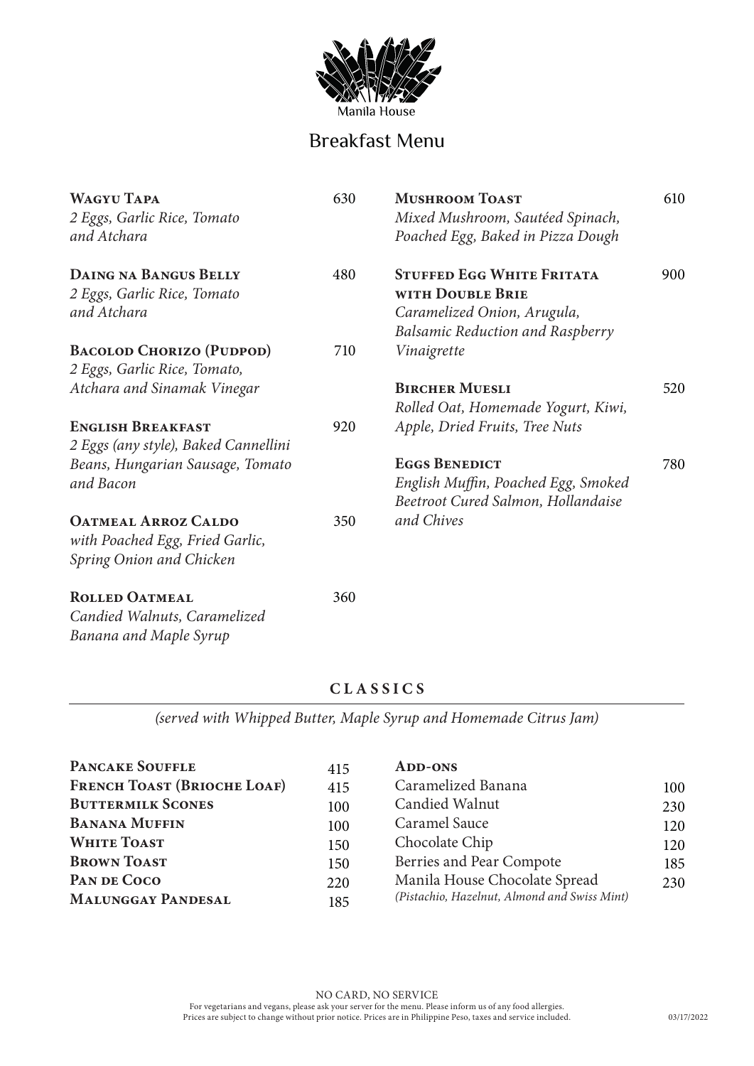Manila House

# Breakfast Menu

**Wagyu Tapa** 630
*2 Eggs, Garlic Rice, Tomato and Atchara*

**Daing na Bangus Belly** 480
*2 Eggs, Garlic Rice, Tomato and Atchara*

**Bacolod Chorizo (Pudpod)** 710
*2 Eggs, Garlic Rice, Tomato, Atchara and Sinamak Vinegar*

**English Breakfast** 920
*2 Eggs (any style), Baked Cannellini Beans, Hungarian Sausage, Tomato and Bacon*

**Oatmeal Arroz Caldo** 350
*with Poached Egg, Fried Garlic, Spring Onion and Chicken*

**Rolled Oatmeal** 360
*Candied Walnuts, Caramelized Banana and Maple Syrup*

**Mushroom Toast** 610
*Mixed Mushroom, Sautéed Spinach, Poached Egg, Baked in Pizza Dough*

**Stuffed Egg White Fritata with Double Brie** 900
*Caramelized Onion, Arugula, Balsamic Reduction and Raspberry Vinaigrette*

**Bircher Muesli** 520
*Rolled Oat, Homemade Yogurt, Kiwi, Apple, Dried Fruits, Tree Nuts*

**Eggs Benedict** 780
*English Muffin, Poached Egg, Smoked Beetroot Cured Salmon, Hollandaise and Chives*

## CLASSICS

*(served with Whipped Butter, Maple Syrup and Homemade Citrus Jam)*

| | |
|---|---|
| **Pancake Souffle** | 415 |
| **French Toast (Brioche Loaf)** | 415 |
| **Buttermilk Scones** | 100 |
| **Banana Muffin** | 100 |
| **White Toast** | 150 |
| **Brown Toast** | 150 |
| **Pan de Coco** | 220 |
| **Malunggay Pandesal** | 185 |

**Add-ons**

| | |
|---|---|
| Caramelized Banana | 100 |
| Candied Walnut | 230 |
| Caramel Sauce | 120 |
| Chocolate Chip | 120 |
| Berries and Pear Compote | 185 |
| Manila House Chocolate Spread *(Pistachio, Hazelnut, Almond and Swiss Mint)* | 230 |

NO CARD, NO SERVICE
For vegetarians and vegans, please ask your server for the menu. Please inform us of any food allergies.
Prices are subject to change without prior notice. Prices are in Philippine Peso, taxes and service included.

03/17/2022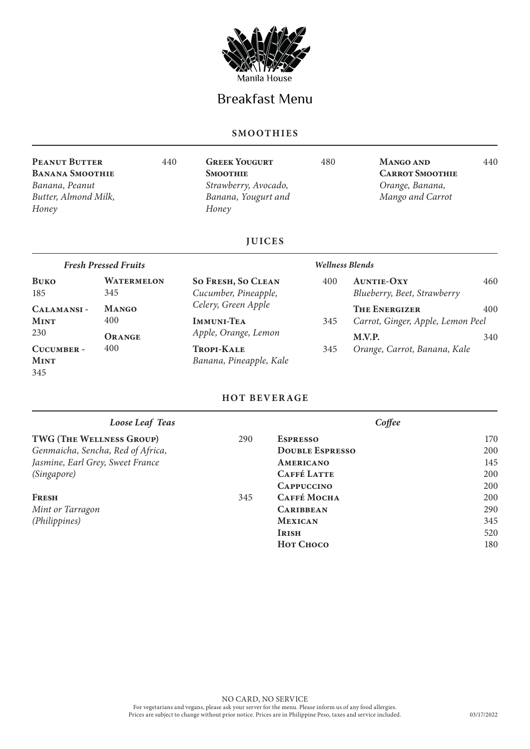Manila House

# Breakfast Menu

## SMOOTHIES

**Peanut Butter Banana Smoothie** 440
*Banana, Peanut Butter, Almond Milk, Honey*

**Greek Yougurt Smoothie** 480
*Strawberry, Avocado, Banana, Yougurt and Honey*

**Mango and Carrot Smoothie** 440
*Orange, Banana, Mango and Carrot*

## JUICES

### *Fresh Pressed Fruits*

**Buko** 185

**Calamansi - Mint** 230

**Cucumber - Mint** 345

**Watermelon** 345

**Mango** 400

**Orange** 400

### *Wellness Blends*

**So Fresh, So Clean** 400
*Cucumber, Pineapple, Celery, Green Apple*

**Immuni-Tea** 345
*Apple, Orange, Lemon*

**Tropi-Kale** 345
*Banana, Pineapple, Kale*

**Auntie-Oxy** 460
*Blueberry, Beet, Strawberry*

**The Energizer** 400
*Carrot, Ginger, Apple, Lemon Peel*

**M.V.P.** 340
*Orange, Carrot, Banana, Kale*

## HOT BEVERAGE

### *Loose Leaf Teas*

**TWG (The Wellness Group)** 290
*Genmaicha, Sencha, Red of Africa, Jasmine, Earl Grey, Sweet France (Singapore)*

**Fresh** 345
*Mint or Tarragon (Philippines)*

### *Coffee*

| | |
|---|---|
| **Espresso** | 170 |
| **Double Espresso** | 200 |
| **Americano** | 145 |
| **Caffé Latte** | 200 |
| **Cappuccino** | 200 |
| **Caffé Mocha** | 200 |
| **Caribbean** | 290 |
| **Mexican** | 345 |
| **Irish** | 520 |
| **Hot Choco** | 180 |

NO CARD, NO SERVICE
For vegetarians and vegans, please ask your server for the menu. Please inform us of any food allergies.
Prices are subject to change without prior notice. Prices are in Philippine Peso, taxes and service included.

03/17/2022